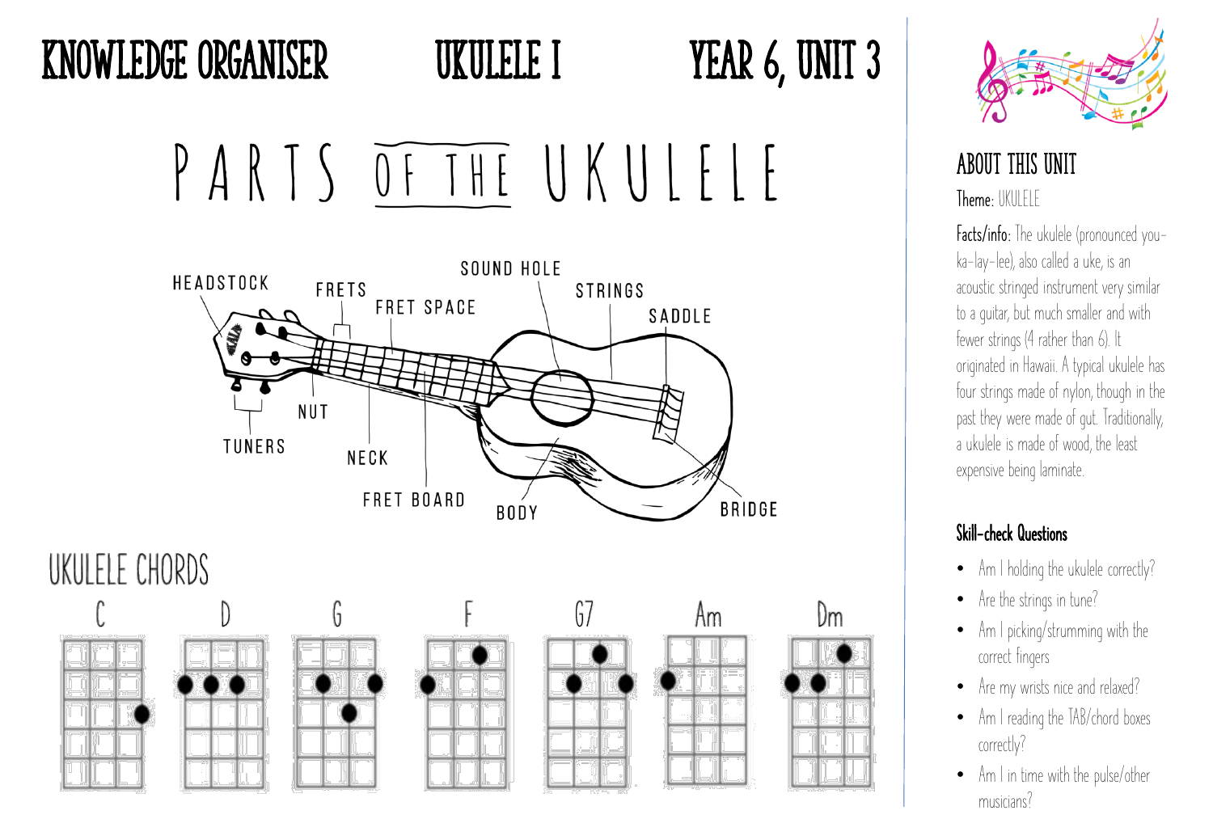# KNOWLEDGE ORGANISER — UKULELE I — YEAR 6, UNIT 3

## PARTS OF THE UKULELE

HEADSTOCK
FRETS
FRET SPACE
SOUND HOLE
STRINGS
SADDLE
TUNERS
NUT
NECK
FRET BOARD
BODY
BRIDGE

## UKULELE CHORDS

C D G F G7 Am Dm

## ABOUT THIS UNIT

**Theme:** UKULELE

**Facts/info:** The ukulele (pronounced you-ka-lay-lee), also called a uke, is an acoustic stringed instrument very similar to a guitar, but much smaller and with fewer strings (4 rather than 6). It originated in Hawaii. A typical ukulele has four strings made of nylon, though in the past they were made of gut. Traditionally, a ukulele is made of wood, the least expensive being laminate.

### Skill-check Questions

- Am I holding the ukulele correctly?
- Are the strings in tune?
- Am I picking/strumming with the correct fingers
- Are my wrists nice and relaxed?
- Am I reading the TAB/chord boxes correctly?
- Am I in time with the pulse/other musicians?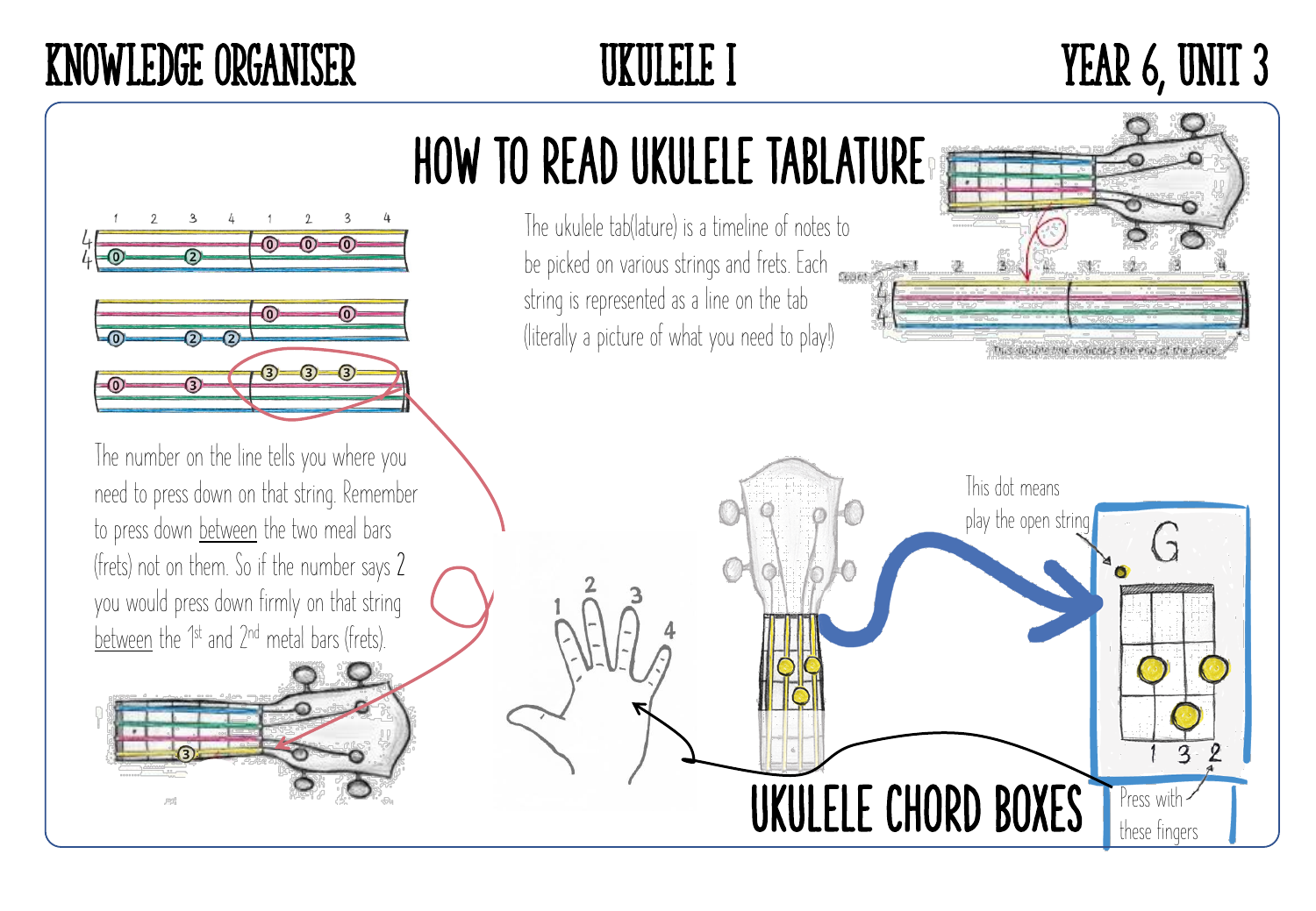# KNOWLEDGE ORGANISER

# UKULELE 1

# YEAR 6, UNIT 3

## HOW TO READ UKULELE TABLATURE

The ukulele tab(lature) is a timeline of notes to be picked on various strings and frets. Each string is represented as a line on the tab (literally a picture of what you need to play!)

This double line indicates the end of the piece

The number on the line tells you where you need to press down on that string. Remember to press down between the two meal bars (frets) not on them. So if the number says 2 you would press down firmly on that string between the 1st and 2nd metal bars (frets).

## UKULELE CHORD BOXES

This dot means play the open string

G

1 3 2

Press with these fingers